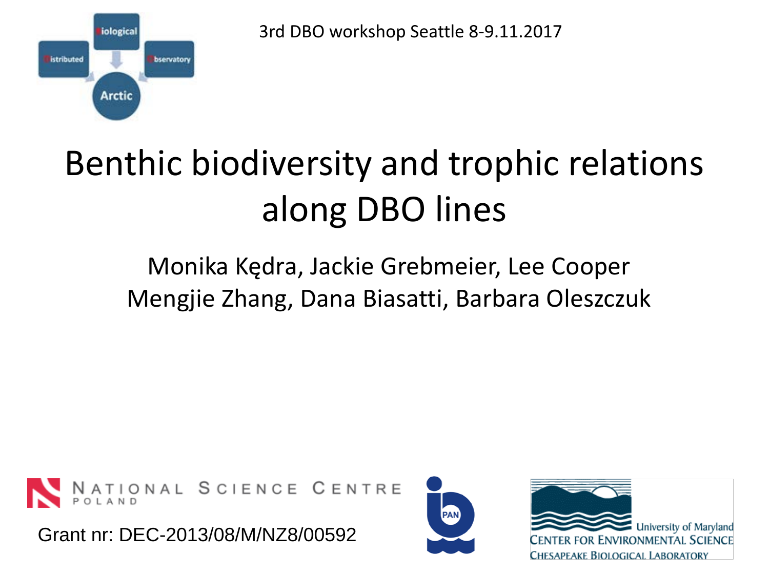3rd DBO workshop Seattle 8-9.11.2017

# Benthic biodiversity and trophic relations along DBO lines

Monika Kędra, Jackie Grebmeier, Lee Cooper
Mengjie Zhang, Dana Biasatti, Barbara Oleszczuk

NATIONAL SCIENCE CENTRE POLAND

Grant nr: DEC-2013/08/M/NZ8/00592

University of Maryland
CENTER FOR ENVIRONMENTAL SCIENCE
CHESAPEAKE BIOLOGICAL LABORATORY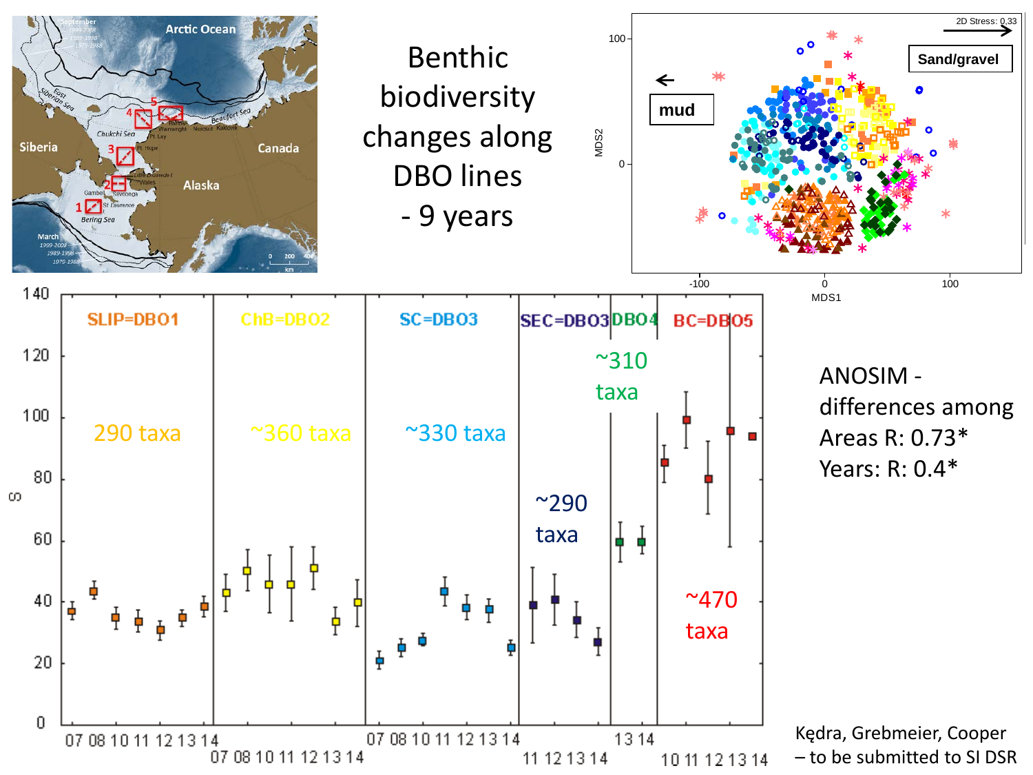# Benthic biodiversity changes along DBO lines - 9 years

ANOSIM - differences among
Areas R: 0.73*
Years: R: 0.4*

SLIP=DBO1 — 290 taxa

ChB=DBO2 — ~360 taxa

SC=DBO3 — ~330 taxa

SEC=DBO3 — ~290 taxa

DBO4 — ~310 taxa

BC=DBO5 — ~470 taxa

Kędra, Grebmeier, Cooper – to be submitted to SI DSR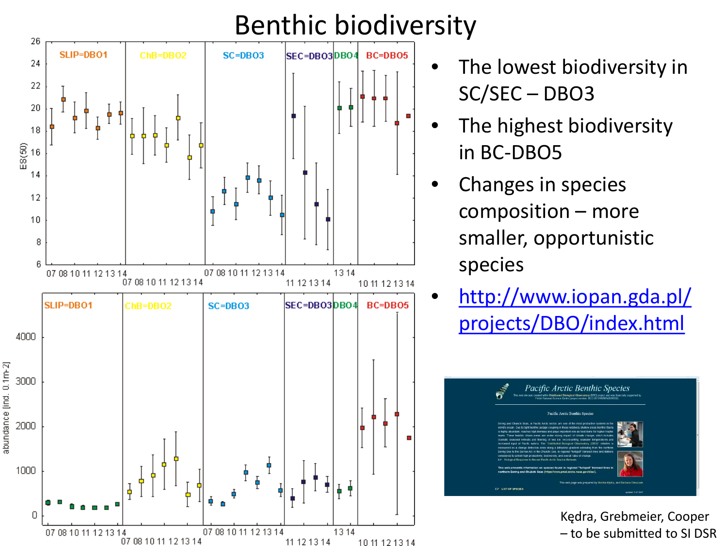# Benthic biodiversity

- The lowest biodiversity in SC/SEC – DBO3
- The highest biodiversity in BC-DBO5
- Changes in species composition – more smaller, opportunistic species
- http://www.iopan.gda.pl/projects/DBO/index.html

Kędra, Grebmeier, Cooper – to be submitted to SI DSR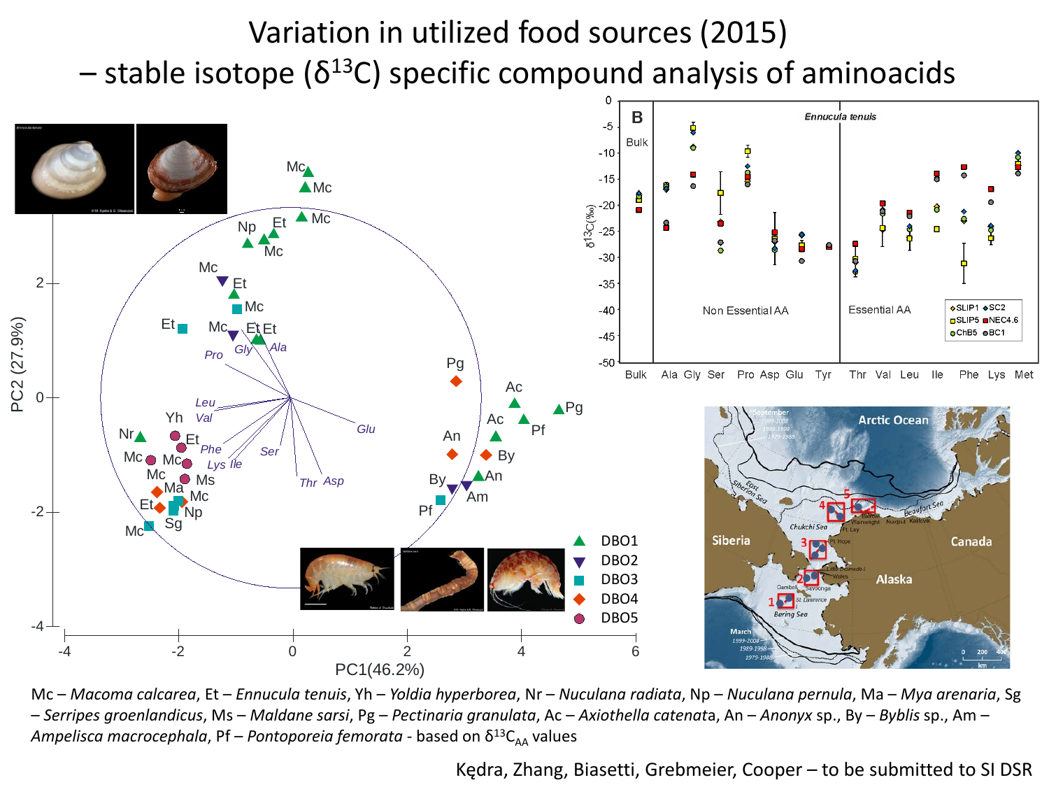# Variation in utilized food sources (2015)
# – stable isotope ($\delta^{13}C$) specific compound analysis of aminoacids

Mc – *Macoma calcarea*, Et – *Ennucula tenuis*, Yh – *Yoldia hyperborea*, Nr – *Nuculana radiata*, Np – *Nuculana pernula*, Ma – *Mya arenaria*, Sg – *Serripes groenlandicus*, Ms – *Maldane sarsi*, Pg – *Pectinaria granulata*, Ac – *Axiothella catenata*, An – *Anonyx* sp., By – *Byblis* sp., Am – *Ampelisca macrocephala*, Pf – *Pontoporeia femorata* - based on $\delta^{13}C_{AA}$ values

Kędra, Zhang, Biasetti, Grebmeier, Cooper – to be submitted to SI DSR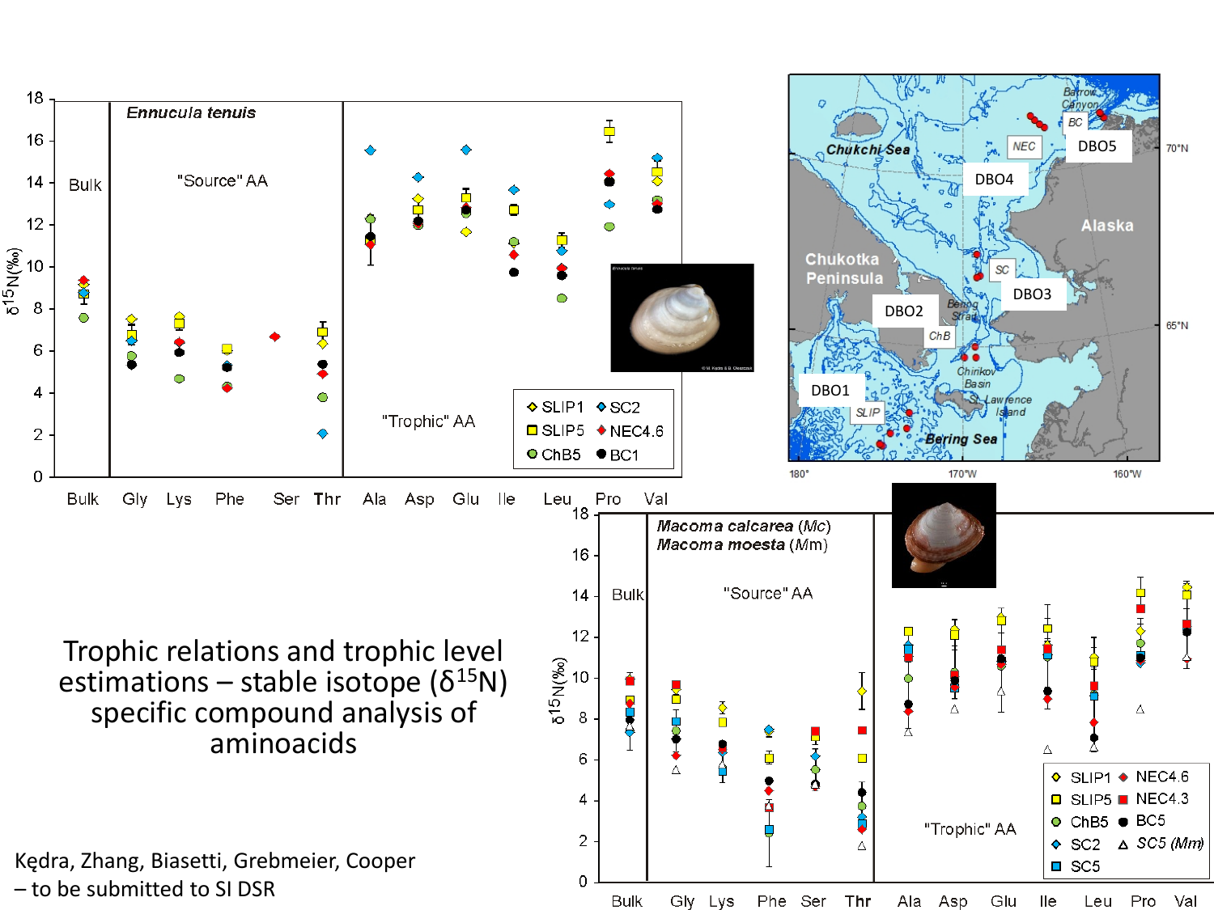Trophic relations and trophic level estimations – stable isotope ($\delta^{15}N$) specific compound analysis of aminoacids

Kędra, Zhang, Biasetti, Grebmeier, Cooper – to be submitted to SI DSR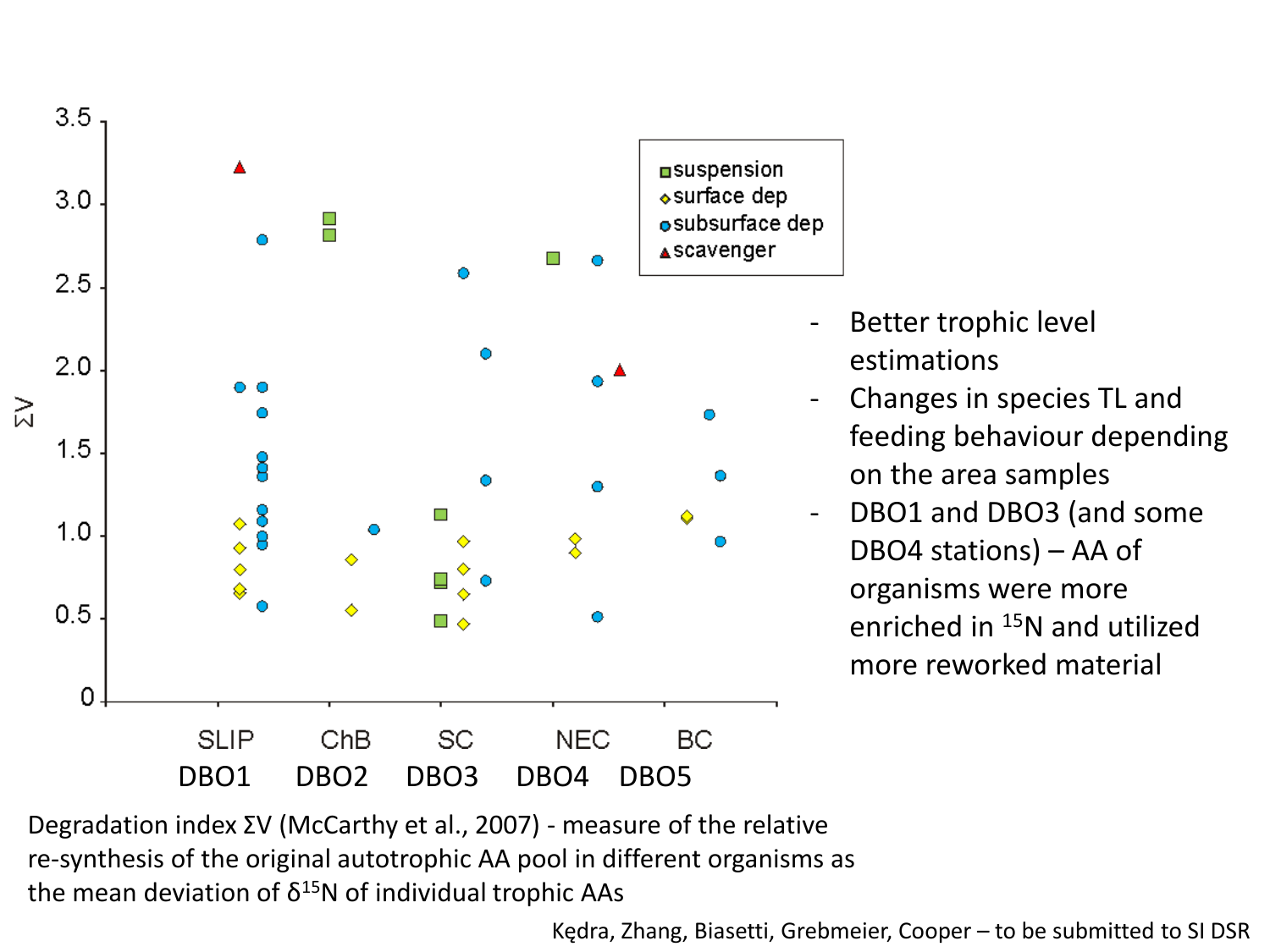- Better trophic level estimations
- Changes in species TL and feeding behaviour depending on the area samples
- DBO1 and DBO3 (and some DBO4 stations) – AA of organisms were more enriched in $^{15}N$ and utilized more reworked material

Degradation index ΣV (McCarthy et al., 2007) - measure of the relative re-synthesis of the original autotrophic AA pool in different organisms as the mean deviation of $\delta^{15}N$ of individual trophic AAs

Kędra, Zhang, Biasetti, Grebmeier, Cooper – to be submitted to SI DSR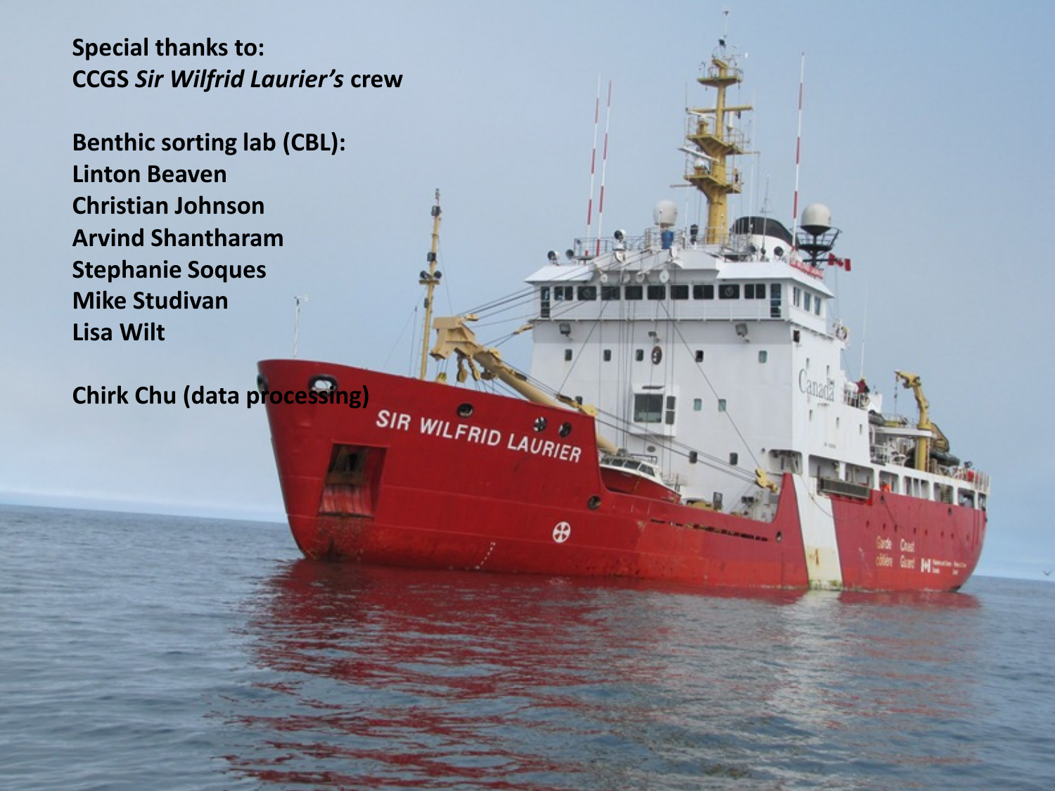**Special thanks to:**
**CCGS *Sir Wilfrid Laurier's* crew**

**Benthic sorting lab (CBL):**
**Linton Beaven**
**Christian Johnson**
**Arvind Shantharam**
**Stephanie Soques**
**Mike Studivan**
**Lisa Wilt**

**Chirk Chu (data processing)**